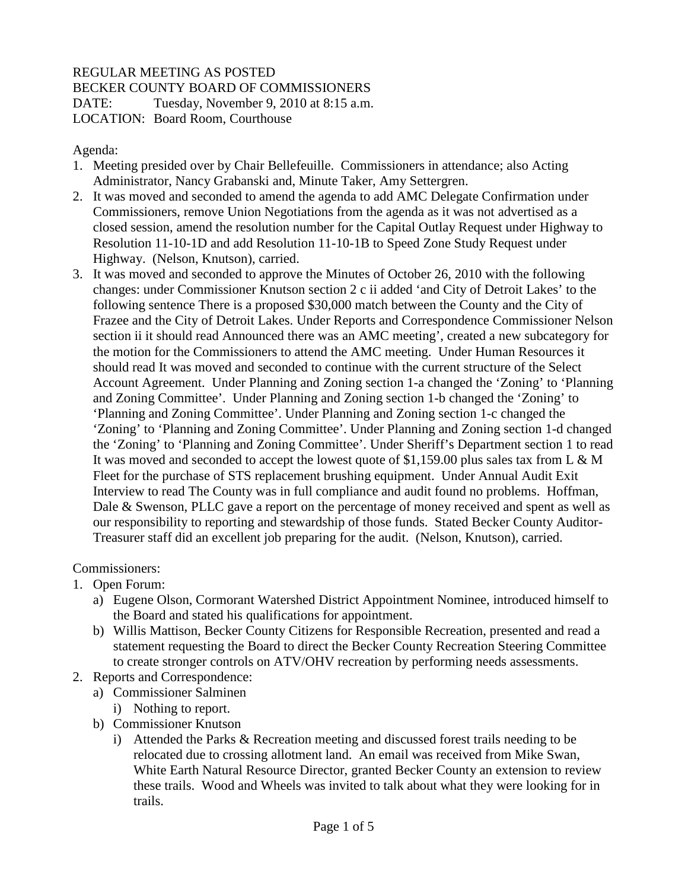REGULAR MEETING AS POSTED
BECKER COUNTY BOARD OF COMMISSIONERS
DATE: Tuesday, November 9, 2010 at 8:15 a.m.
LOCATION: Board Room, Courthouse

Agenda:

1. Meeting presided over by Chair Bellefeuille. Commissioners in attendance; also Acting Administrator, Nancy Grabanski and, Minute Taker, Amy Settergren.
2. It was moved and seconded to amend the agenda to add AMC Delegate Confirmation under Commissioners, remove Union Negotiations from the agenda as it was not advertised as a closed session, amend the resolution number for the Capital Outlay Request under Highway to Resolution 11-10-1D and add Resolution 11-10-1B to Speed Zone Study Request under Highway. (Nelson, Knutson), carried.
3. It was moved and seconded to approve the Minutes of October 26, 2010 with the following changes: under Commissioner Knutson section 2 c ii added 'and City of Detroit Lakes' to the following sentence There is a proposed $30,000 match between the County and the City of Frazee and the City of Detroit Lakes. Under Reports and Correspondence Commissioner Nelson section ii it should read Announced there was an AMC meeting', created a new subcategory for the motion for the Commissioners to attend the AMC meeting. Under Human Resources it should read It was moved and seconded to continue with the current structure of the Select Account Agreement. Under Planning and Zoning section 1-a changed the 'Zoning' to 'Planning and Zoning Committee'. Under Planning and Zoning section 1-b changed the 'Zoning' to 'Planning and Zoning Committee'. Under Planning and Zoning section 1-c changed the 'Zoning' to 'Planning and Zoning Committee'. Under Planning and Zoning section 1-d changed the 'Zoning' to 'Planning and Zoning Committee'. Under Sheriff's Department section 1 to read It was moved and seconded to accept the lowest quote of $1,159.00 plus sales tax from L & M Fleet for the purchase of STS replacement brushing equipment. Under Annual Audit Exit Interview to read The County was in full compliance and audit found no problems. Hoffman, Dale & Swenson, PLLC gave a report on the percentage of money received and spent as well as our responsibility to reporting and stewardship of those funds. Stated Becker County Auditor-Treasurer staff did an excellent job preparing for the audit. (Nelson, Knutson), carried.

Commissioners:

1. Open Forum:
   a) Eugene Olson, Cormorant Watershed District Appointment Nominee, introduced himself to the Board and stated his qualifications for appointment.
   b) Willis Mattison, Becker County Citizens for Responsible Recreation, presented and read a statement requesting the Board to direct the Becker County Recreation Steering Committee to create stronger controls on ATV/OHV recreation by performing needs assessments.
2. Reports and Correspondence:
   a) Commissioner Salminen
      i) Nothing to report.
   b) Commissioner Knutson
      i) Attended the Parks & Recreation meeting and discussed forest trails needing to be relocated due to crossing allotment land. An email was received from Mike Swan, White Earth Natural Resource Director, granted Becker County an extension to review these trails. Wood and Wheels was invited to talk about what they were looking for in trails.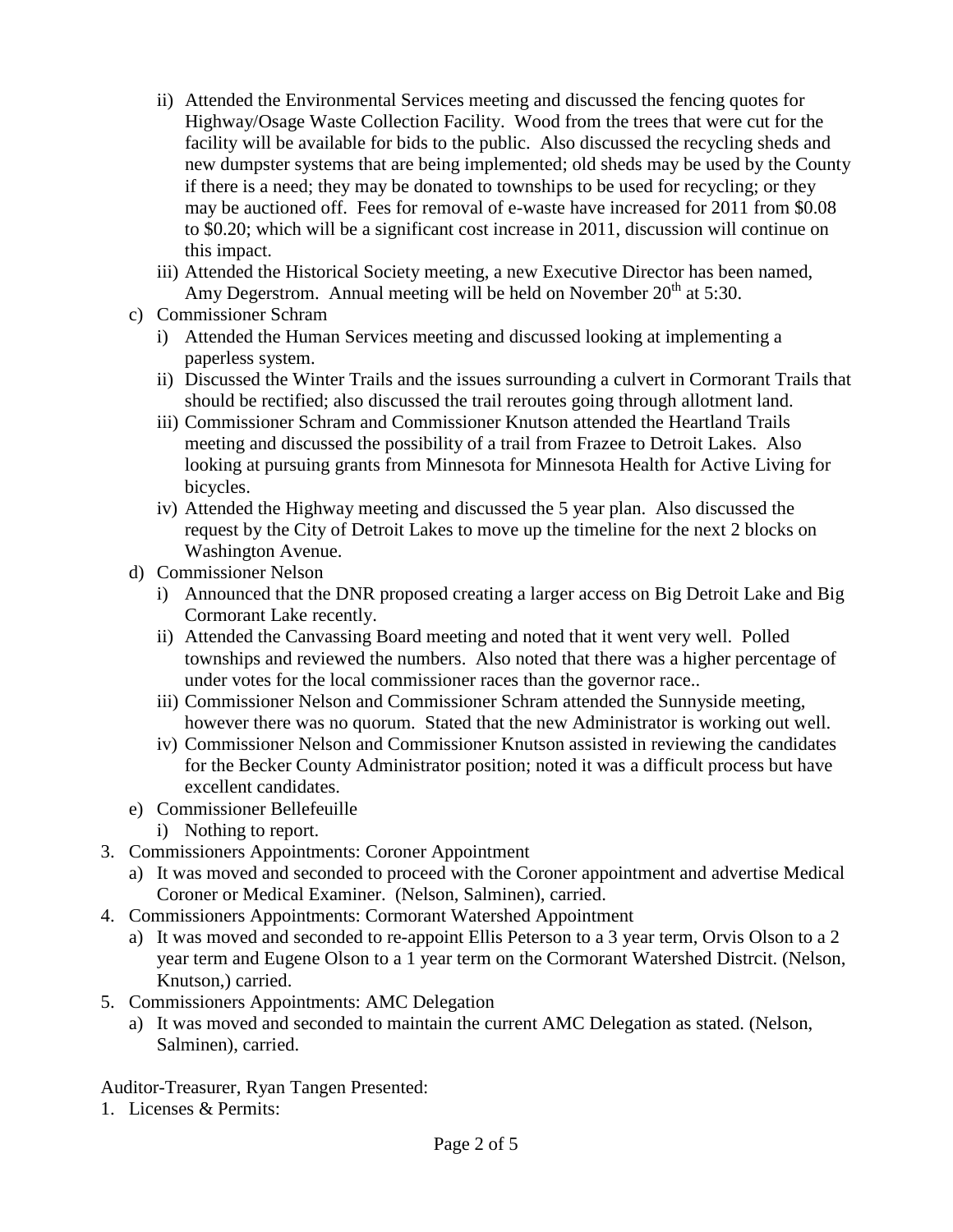- ii) Attended the Environmental Services meeting and discussed the fencing quotes for Highway/Osage Waste Collection Facility. Wood from the trees that were cut for the facility will be available for bids to the public. Also discussed the recycling sheds and new dumpster systems that are being implemented; old sheds may be used by the County if there is a need; they may be donated to townships to be used for recycling; or they may be auctioned off. Fees for removal of e-waste have increased for 2011 from $0.08 to $0.20; which will be a significant cost increase in 2011, discussion will continue on this impact.
   - iii) Attended the Historical Society meeting, a new Executive Director has been named, Amy Degerstrom. Annual meeting will be held on November 20th at 5:30.
  - c) Commissioner Schram
    - i) Attended the Human Services meeting and discussed looking at implementing a paperless system.
    - ii) Discussed the Winter Trails and the issues surrounding a culvert in Cormorant Trails that should be rectified; also discussed the trail reroutes going through allotment land.
    - iii) Commissioner Schram and Commissioner Knutson attended the Heartland Trails meeting and discussed the possibility of a trail from Frazee to Detroit Lakes. Also looking at pursuing grants from Minnesota for Minnesota Health for Active Living for bicycles.
    - iv) Attended the Highway meeting and discussed the 5 year plan. Also discussed the request by the City of Detroit Lakes to move up the timeline for the next 2 blocks on Washington Avenue.
  - d) Commissioner Nelson
    - i) Announced that the DNR proposed creating a larger access on Big Detroit Lake and Big Cormorant Lake recently.
    - ii) Attended the Canvassing Board meeting and noted that it went very well. Polled townships and reviewed the numbers. Also noted that there was a higher percentage of under votes for the local commissioner races than the governor race..
    - iii) Commissioner Nelson and Commissioner Schram attended the Sunnyside meeting, however there was no quorum. Stated that the new Administrator is working out well.
    - iv) Commissioner Nelson and Commissioner Knutson assisted in reviewing the candidates for the Becker County Administrator position; noted it was a difficult process but have excellent candidates.
  - e) Commissioner Bellefeuille
    - i) Nothing to report.
3. Commissioners Appointments: Coroner Appointment
   - a) It was moved and seconded to proceed with the Coroner appointment and advertise Medical Coroner or Medical Examiner. (Nelson, Salminen), carried.
4. Commissioners Appointments: Cormorant Watershed Appointment
   - a) It was moved and seconded to re-appoint Ellis Peterson to a 3 year term, Orvis Olson to a 2 year term and Eugene Olson to a 1 year term on the Cormorant Watershed Distrcit. (Nelson, Knutson,) carried.
5. Commissioners Appointments: AMC Delegation
   - a) It was moved and seconded to maintain the current AMC Delegation as stated. (Nelson, Salminen), carried.

Auditor-Treasurer, Ryan Tangen Presented:

1. Licenses & Permits: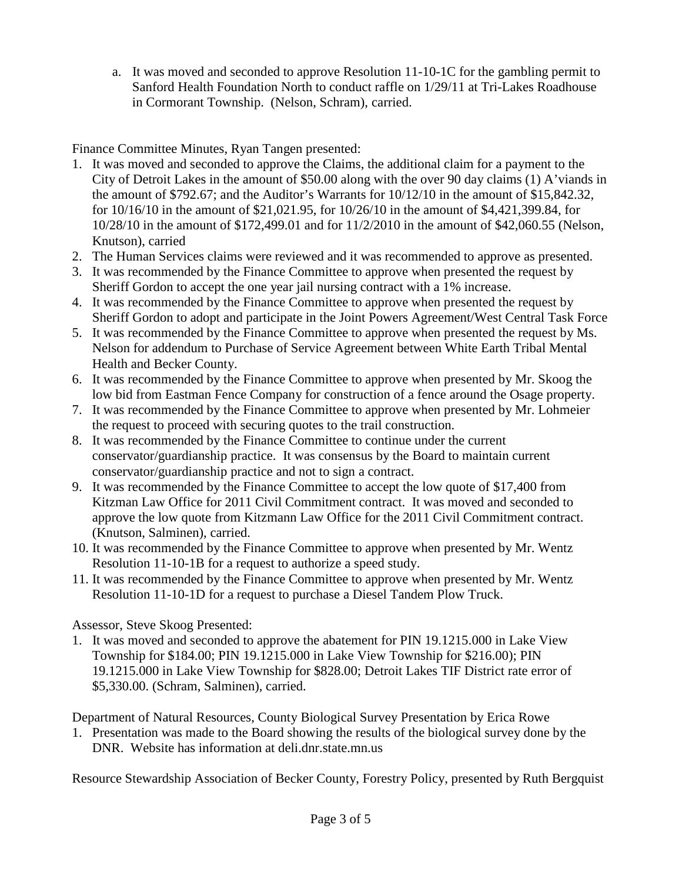a. It was moved and seconded to approve Resolution 11-10-1C for the gambling permit to Sanford Health Foundation North to conduct raffle on 1/29/11 at Tri-Lakes Roadhouse in Cormorant Township. (Nelson, Schram), carried.

Finance Committee Minutes, Ryan Tangen presented:

1. It was moved and seconded to approve the Claims, the additional claim for a payment to the City of Detroit Lakes in the amount of $50.00 along with the over 90 day claims (1) A'viands in the amount of $792.67; and the Auditor's Warrants for 10/12/10 in the amount of $15,842.32, for 10/16/10 in the amount of $21,021.95, for 10/26/10 in the amount of $4,421,399.84, for 10/28/10 in the amount of $172,499.01 and for 11/2/2010 in the amount of $42,060.55 (Nelson, Knutson), carried
2. The Human Services claims were reviewed and it was recommended to approve as presented.
3. It was recommended by the Finance Committee to approve when presented the request by Sheriff Gordon to accept the one year jail nursing contract with a 1% increase.
4. It was recommended by the Finance Committee to approve when presented the request by Sheriff Gordon to adopt and participate in the Joint Powers Agreement/West Central Task Force
5. It was recommended by the Finance Committee to approve when presented the request by Ms. Nelson for addendum to Purchase of Service Agreement between White Earth Tribal Mental Health and Becker County.
6. It was recommended by the Finance Committee to approve when presented by Mr. Skoog the low bid from Eastman Fence Company for construction of a fence around the Osage property.
7. It was recommended by the Finance Committee to approve when presented by Mr. Lohmeier the request to proceed with securing quotes to the trail construction.
8. It was recommended by the Finance Committee to continue under the current conservator/guardianship practice. It was consensus by the Board to maintain current conservator/guardianship practice and not to sign a contract.
9. It was recommended by the Finance Committee to accept the low quote of $17,400 from Kitzman Law Office for 2011 Civil Commitment contract. It was moved and seconded to approve the low quote from Kitzmann Law Office for the 2011 Civil Commitment contract. (Knutson, Salminen), carried.
10. It was recommended by the Finance Committee to approve when presented by Mr. Wentz Resolution 11-10-1B for a request to authorize a speed study.
11. It was recommended by the Finance Committee to approve when presented by Mr. Wentz Resolution 11-10-1D for a request to purchase a Diesel Tandem Plow Truck.

Assessor, Steve Skoog Presented:

1. It was moved and seconded to approve the abatement for PIN 19.1215.000 in Lake View Township for $184.00; PIN 19.1215.000 in Lake View Township for $216.00); PIN 19.1215.000 in Lake View Township for $828.00; Detroit Lakes TIF District rate error of $5,330.00. (Schram, Salminen), carried.

Department of Natural Resources, County Biological Survey Presentation by Erica Rowe

1. Presentation was made to the Board showing the results of the biological survey done by the DNR. Website has information at deli.dnr.state.mn.us

Resource Stewardship Association of Becker County, Forestry Policy, presented by Ruth Bergquist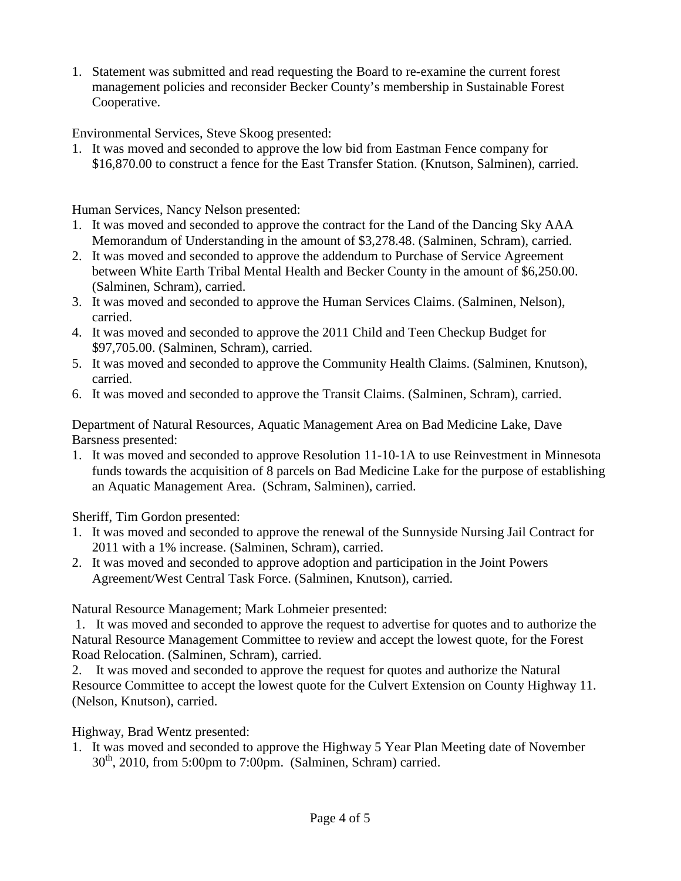1. Statement was submitted and read requesting the Board to re-examine the current forest management policies and reconsider Becker County's membership in Sustainable Forest Cooperative.

Environmental Services, Steve Skoog presented:

1. It was moved and seconded to approve the low bid from Eastman Fence company for \$16,870.00 to construct a fence for the East Transfer Station. (Knutson, Salminen), carried.

Human Services, Nancy Nelson presented:

1. It was moved and seconded to approve the contract for the Land of the Dancing Sky AAA Memorandum of Understanding in the amount of \$3,278.48. (Salminen, Schram), carried.
2. It was moved and seconded to approve the addendum to Purchase of Service Agreement between White Earth Tribal Mental Health and Becker County in the amount of \$6,250.00. (Salminen, Schram), carried.
3. It was moved and seconded to approve the Human Services Claims. (Salminen, Nelson), carried.
4. It was moved and seconded to approve the 2011 Child and Teen Checkup Budget for \$97,705.00. (Salminen, Schram), carried.
5. It was moved and seconded to approve the Community Health Claims. (Salminen, Knutson), carried.
6. It was moved and seconded to approve the Transit Claims. (Salminen, Schram), carried.

Department of Natural Resources, Aquatic Management Area on Bad Medicine Lake, Dave Barsness presented:

1. It was moved and seconded to approve Resolution 11-10-1A to use Reinvestment in Minnesota funds towards the acquisition of 8 parcels on Bad Medicine Lake for the purpose of establishing an Aquatic Management Area. (Schram, Salminen), carried.

Sheriff, Tim Gordon presented:

1. It was moved and seconded to approve the renewal of the Sunnyside Nursing Jail Contract for 2011 with a 1% increase. (Salminen, Schram), carried.
2. It was moved and seconded to approve adoption and participation in the Joint Powers Agreement/West Central Task Force. (Salminen, Knutson), carried.

Natural Resource Management; Mark Lohmeier presented:

1. It was moved and seconded to approve the request to advertise for quotes and to authorize the Natural Resource Management Committee to review and accept the lowest quote, for the Forest Road Relocation. (Salminen, Schram), carried.
2. It was moved and seconded to approve the request for quotes and authorize the Natural Resource Committee to accept the lowest quote for the Culvert Extension on County Highway 11. (Nelson, Knutson), carried.

Highway, Brad Wentz presented:

1. It was moved and seconded to approve the Highway 5 Year Plan Meeting date of November 30th, 2010, from 5:00pm to 7:00pm. (Salminen, Schram) carried.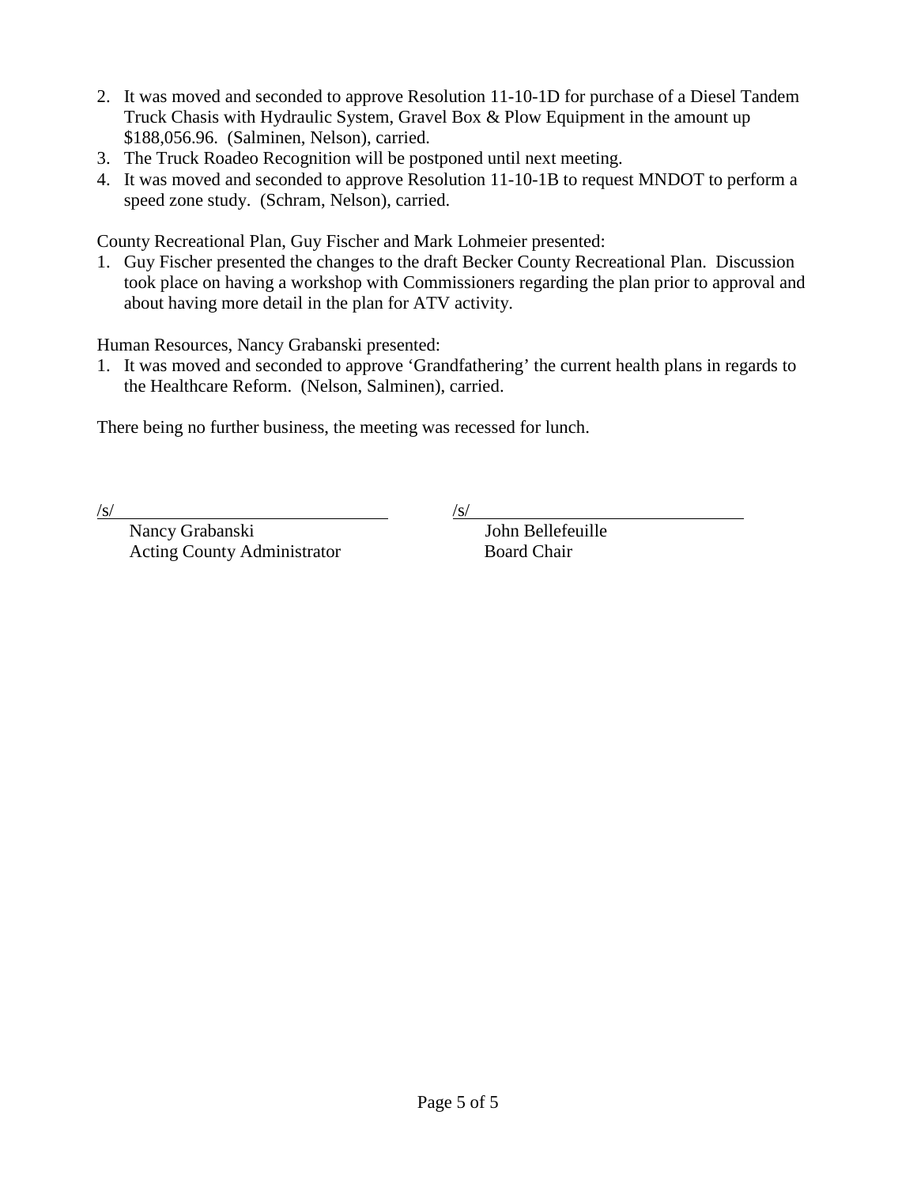2. It was moved and seconded to approve Resolution 11-10-1D for purchase of a Diesel Tandem Truck Chasis with Hydraulic System, Gravel Box & Plow Equipment in the amount up $188,056.96. (Salminen, Nelson), carried.
3. The Truck Roadeo Recognition will be postponed until next meeting.
4. It was moved and seconded to approve Resolution 11-10-1B to request MNDOT to perform a speed zone study. (Schram, Nelson), carried.

County Recreational Plan, Guy Fischer and Mark Lohmeier presented:

1. Guy Fischer presented the changes to the draft Becker County Recreational Plan. Discussion took place on having a workshop with Commissioners regarding the plan prior to approval and about having more detail in the plan for ATV activity.

Human Resources, Nancy Grabanski presented:

1. It was moved and seconded to approve 'Grandfathering' the current health plans in regards to the Healthcare Reform. (Nelson, Salminen), carried.

There being no further business, the meeting was recessed for lunch.

/s/ \_\_\_\_\_\_\_\_\_\_\_\_\_\_\_\_\_\_\_\_\_\_\_\_\_\_\_\_\_\_
Nancy Grabanski
Acting County Administrator

/s/ \_\_\_\_\_\_\_\_\_\_\_\_\_\_\_\_\_\_\_\_\_\_\_\_\_\_\_\_\_\_
John Bellefeuille
Board Chair